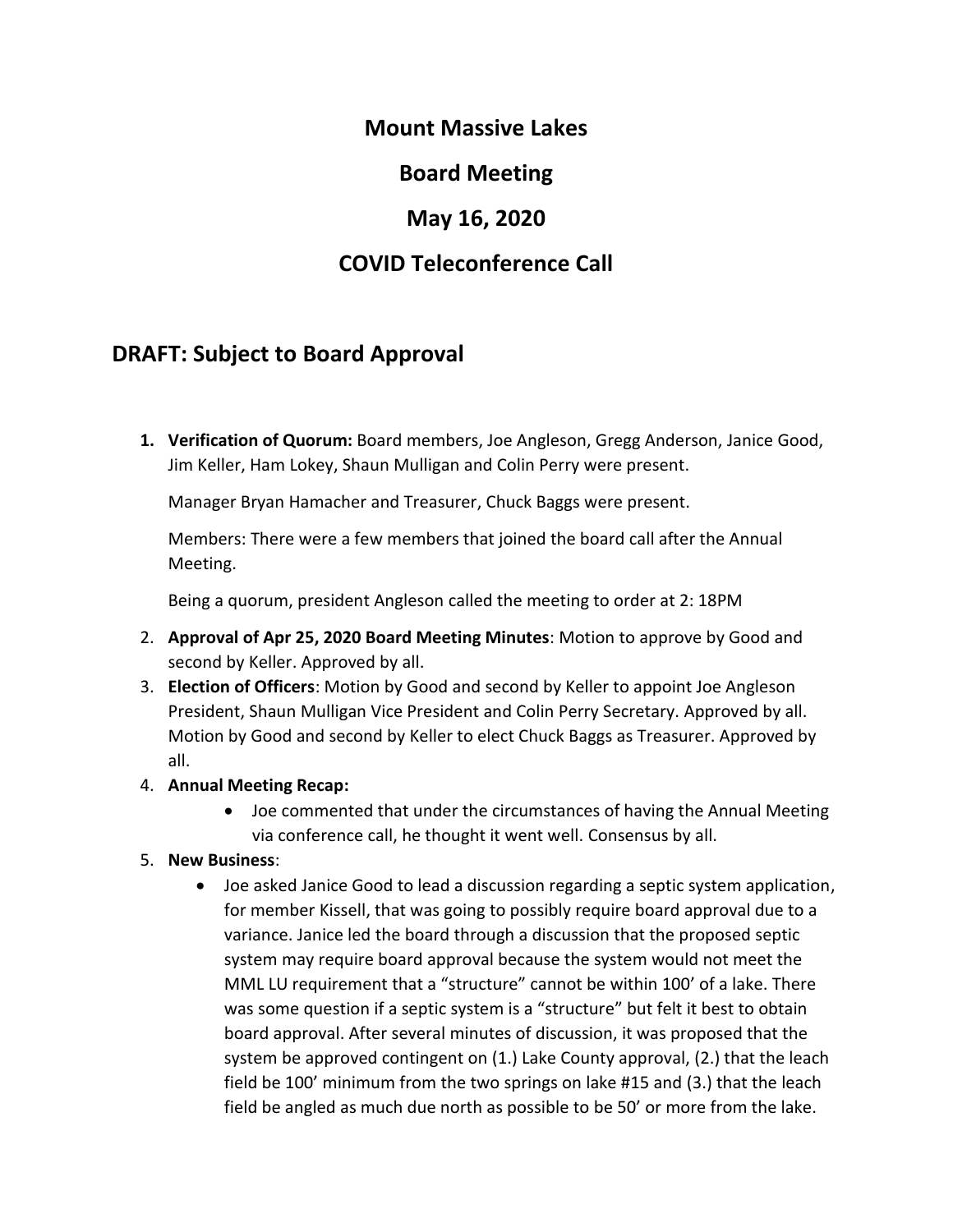# Mount Massive Lakes

# Board Meeting

# May 16, 2020

# COVID Teleconference Call

## DRAFT: Subject to Board Approval

1. **Verification of Quorum:** Board members, Joe Angleson, Gregg Anderson, Janice Good, Jim Keller, Ham Lokey, Shaun Mulligan and Colin Perry were present.

   Manager Bryan Hamacher and Treasurer, Chuck Baggs were present.

   Members: There were a few members that joined the board call after the Annual Meeting.

   Being a quorum, president Angleson called the meeting to order at 2: 18PM

2. **Approval of Apr 25, 2020 Board Meeting Minutes**: Motion to approve by Good and second by Keller. Approved by all.
3. **Election of Officers**: Motion by Good and second by Keller to appoint Joe Angleson President, Shaun Mulligan Vice President and Colin Perry Secretary. Approved by all. Motion by Good and second by Keller to elect Chuck Baggs as Treasurer. Approved by all.
4. **Annual Meeting Recap:**
   - Joe commented that under the circumstances of having the Annual Meeting via conference call, he thought it went well. Consensus by all.
5. **New Business**:
   - Joe asked Janice Good to lead a discussion regarding a septic system application, for member Kissell, that was going to possibly require board approval due to a variance. Janice led the board through a discussion that the proposed septic system may require board approval because the system would not meet the MML LU requirement that a "structure" cannot be within 100' of a lake. There was some question if a septic system is a "structure" but felt it best to obtain board approval. After several minutes of discussion, it was proposed that the system be approved contingent on (1.) Lake County approval, (2.) that the leach field be 100' minimum from the two springs on lake #15 and (3.) that the leach field be angled as much due north as possible to be 50' or more from the lake.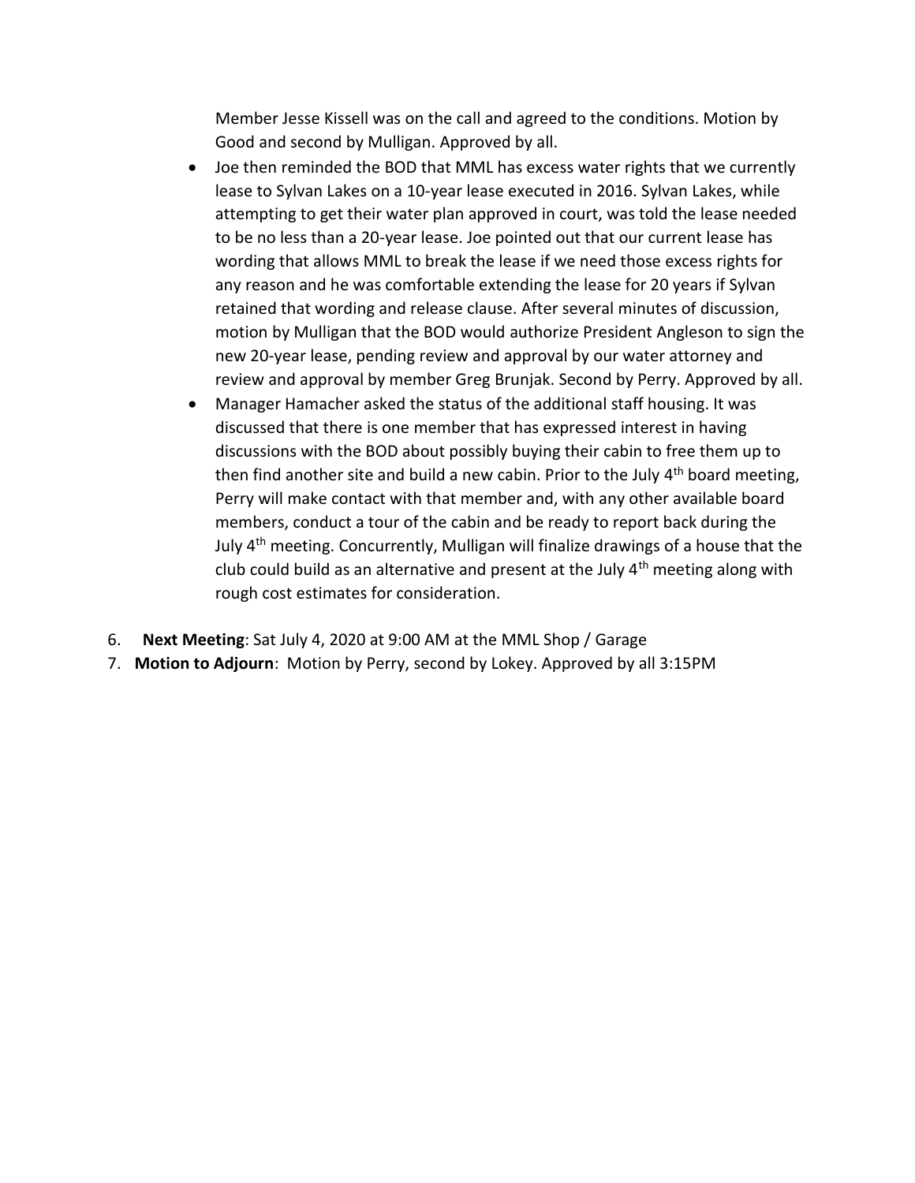Member Jesse Kissell was on the call and agreed to the conditions. Motion by Good and second by Mulligan. Approved by all.

- Joe then reminded the BOD that MML has excess water rights that we currently lease to Sylvan Lakes on a 10-year lease executed in 2016. Sylvan Lakes, while attempting to get their water plan approved in court, was told the lease needed to be no less than a 20-year lease. Joe pointed out that our current lease has wording that allows MML to break the lease if we need those excess rights for any reason and he was comfortable extending the lease for 20 years if Sylvan retained that wording and release clause. After several minutes of discussion, motion by Mulligan that the BOD would authorize President Angleson to sign the new 20-year lease, pending review and approval by our water attorney and review and approval by member Greg Brunjak. Second by Perry. Approved by all.
- Manager Hamacher asked the status of the additional staff housing. It was discussed that there is one member that has expressed interest in having discussions with the BOD about possibly buying their cabin to free them up to then find another site and build a new cabin. Prior to the July 4th board meeting, Perry will make contact with that member and, with any other available board members, conduct a tour of the cabin and be ready to report back during the July 4th meeting. Concurrently, Mulligan will finalize drawings of a house that the club could build as an alternative and present at the July 4th meeting along with rough cost estimates for consideration.

6. **Next Meeting**: Sat July 4, 2020 at 9:00 AM at the MML Shop / Garage
7. **Motion to Adjourn**: Motion by Perry, second by Lokey. Approved by all 3:15PM